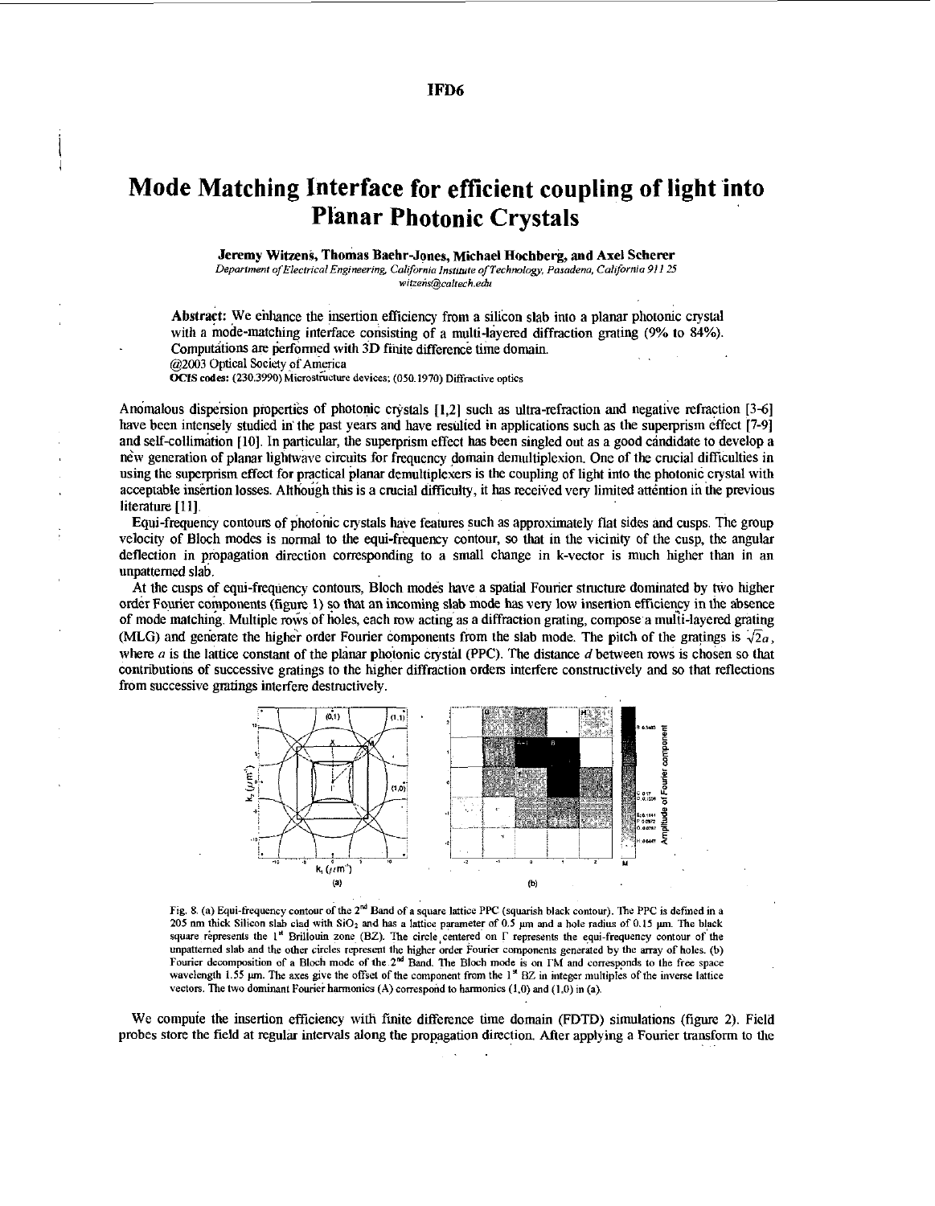# Mode Matching Interface for efficient coupling of light into Planar Photonic Crystals

**Jeremy Witzens, Thomas Baehr-Jones, Michael Hochberg, and Axel Scherer**

*Department of Electrical Engineering, California Institute of Technology, Pasadena, California 91125*
*witzens@caltech.edu*

**Abstract:** We enhance the insertion efficiency from a silicon slab into a planar photonic crystal with a mode-matching interface consisting of a multi-layered diffraction grating (9% to 84%). Computations are performed with 3D finite difference time domain.
@2003 Optical Society of America
**OCIS codes:** (230.3990) Microstructure devices; (050.1970) Diffractive optics

Anomalous dispersion properties of photonic crystals [1,2] such as ultra-refraction and negative refraction [3-6] have been intensely studied in the past years and have resulted in applications such as the superprism effect [7-9] and self-collimation [10]. In particular, the superprism effect has been singled out as a good candidate to develop a new generation of planar lightwave circuits for frequency domain demultiplexion. One of the crucial difficulties in using the superprism effect for practical planar demultiplexers is the coupling of light into the photonic crystal with acceptable insertion losses. Although this is a crucial difficulty, it has received very limited attention in the previous literature [11].

Equi-frequency contours of photonic crystals have features such as approximately flat sides and cusps. The group velocity of Bloch modes is normal to the equi-frequency contour, so that in the vicinity of the cusp, the angular deflection in propagation direction corresponding to a small change in k-vector is much higher than in an unpatterned slab.

At the cusps of equi-frequency contours, Bloch modes have a spatial Fourier structure dominated by two higher order Fourier components (figure 1) so that an incoming slab mode has very low insertion efficiency in the absence of mode matching. Multiple rows of holes, each row acting as a diffraction grating, compose a multi-layered grating (MLG) and generate the higher order Fourier components from the slab mode. The pitch of the gratings is $\sqrt{2}a$, where $a$ is the lattice constant of the planar photonic crystal (PPC). The distance $d$ between rows is chosen so that contributions of successive gratings to the higher diffraction orders interfere constructively and so that reflections from successive gratings interfere destructively.

Fig. 8. (a) Equi-frequency contour of the 2[nd] Band of a square lattice PPC (squarish black contour). The PPC is defined in a 205 nm thick Silicon slab clad with $SiO_2$ and has a lattice parameter of 0.5 μm and a hole radius of 0.15 μm. The black square represents the 1[st] Brillouin zone (BZ). The circle centered on Γ represents the equi-frequency contour of the unpatterned slab and the other circles represent the higher order Fourier components generated by the array of holes. (b) Fourier decomposition of a Bloch mode of the 2[nd] Band. The Bloch mode is on ΓM and corresponds to the free space wavelength 1.55 μm. The axes give the offset of the component from the 1[st] BZ in integer multiples of the inverse lattice vectors. The two dominant Fourier harmonics (A) correspond to harmonics (1,0) and (1,0) in (a).

We compute the insertion efficiency with finite difference time domain (FDTD) simulations (figure 2). Field probes store the field at regular intervals along the propagation direction. After applying a Fourier transform to the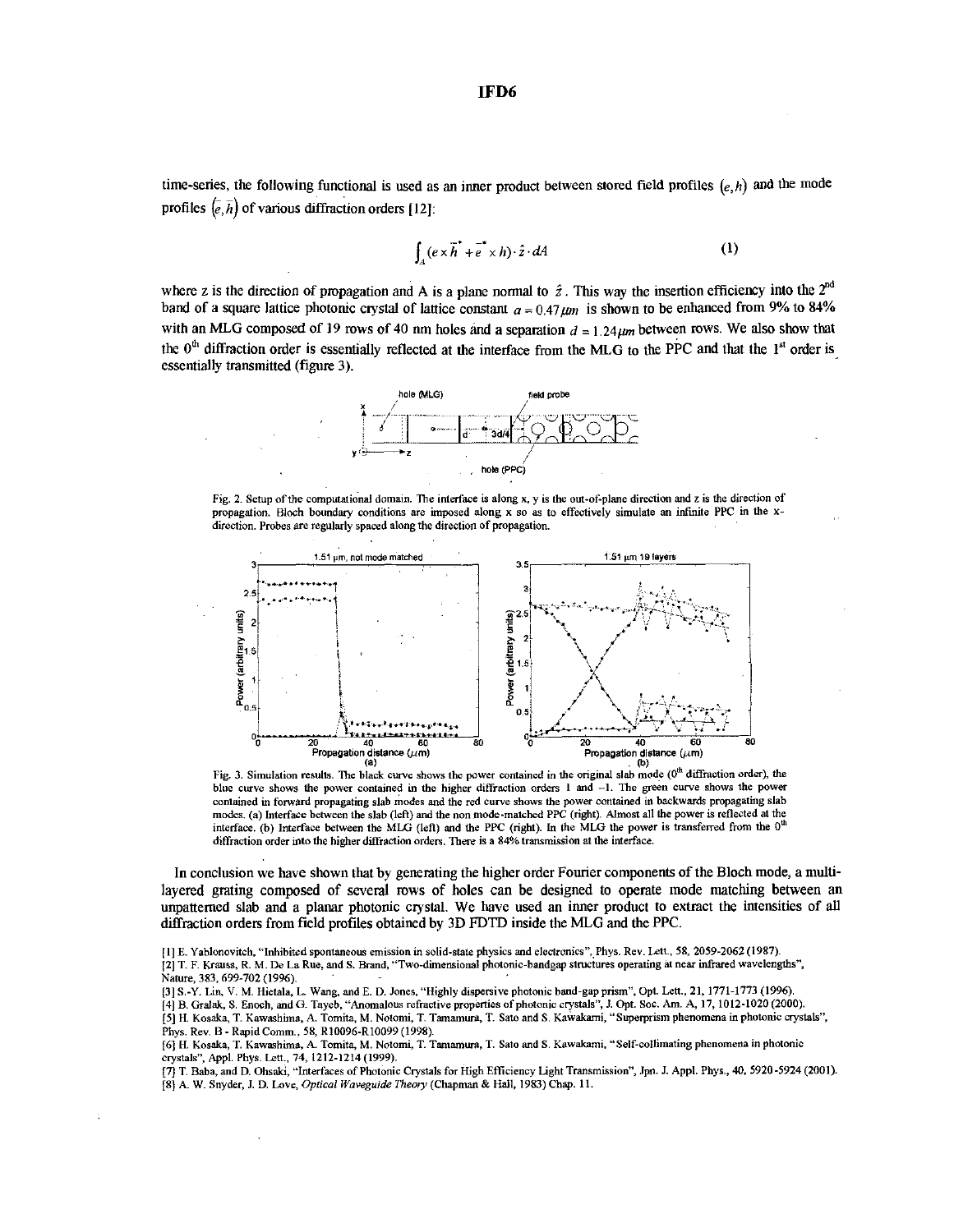time-series, the following functional is used as an inner product between stored field profiles $(e,h)$ and the mode profiles $(\bar{e},\bar{h})$ of various diffraction orders [12]:

$$\int_A (e \times \bar{h}^* + \bar{e}^* \times h) \cdot \hat{z} \cdot dA \tag{1}$$

where z is the direction of propagation and A is a plane normal to $\hat{z}$. This way the insertion efficiency into the 2[nd] band of a square lattice photonic crystal of lattice constant $a = 0.47\mu m$ is shown to be enhanced from 9% to 84% with an MLG composed of 19 rows of 40 nm holes and a separation $d = 1.24\mu m$ between rows. We also show that the 0[th] diffraction order is essentially reflected at the interface from the MLG to the PPC and that the 1[st] order is essentially transmitted (figure 3).

hole (MLG)
field probe
x
d
d
3d/4
y
z
hole (PPC)

Fig. 2. Setup of the computational domain. The interface is along x, y is the out-of-plane direction and z is the direction of propagation. Bloch boundary conditions are imposed along x so as to effectively simulate an infinite PPC in the x-direction. Probes are regularly spaced along the direction of propagation.

1.51 μm, not mode matched
Power (arbitrary units)
0
0.5
1
1.5
2
2.5
3
0
20
40
60
80
Propagation distance (μm)
(a)

1.51 μm 19 layers
Power (arbitrary units)
0
0.5
1
1.5
2
2.5
3
3.5
0
20
40
60
80
Propagation distance (μm)
(b)

Fig. 3. Simulation results. The black curve shows the power contained in the original slab mode (0[th] diffraction order), the blue curve shows the power contained in the higher diffraction orders 1 and −1. The green curve shows the power contained in forward propagating slab modes and the red curve shows the power contained in backwards propagating slab modes. (a) Interface between the slab (left) and the non mode-matched PPC (right). Almost all the power is reflected at the interface. (b) Interface between the MLG (left) and the PPC (right). In the MLG the power is transferred from the 0[th] diffraction order into the higher diffraction orders. There is a 84% transmission at the interface.

In conclusion we have shown that by generating the higher order Fourier components of the Bloch mode, a multi-layered grating composed of several rows of holes can be designed to operate mode matching between an unpatterned slab and a planar photonic crystal. We have used an inner product to extract the intensities of all diffraction orders from field profiles obtained by 3D FDTD inside the MLG and the PPC.

[1] E. Yablonovitch, "Inhibited spontaneous emission in solid-state physics and electronics", Phys. Rev. Lett., 58, 2059-2062 (1987).
[2] T. F. Krauss, R. M. De La Rue, and S. Brand, "Two-dimensional photonic-bandgap structures operating at near infrared wavelengths", Nature, 383, 699-702 (1996).
[3] S.-Y. Lin, V. M. Hietala, L. Wang, and E. D. Jones, "Highly dispersive photonic band-gap prism", Opt. Lett., 21, 1771-1773 (1996).
[4] B. Gralak, S. Enoch, and G. Tayeb, "Anomalous refractive properties of photonic crystals", J. Opt. Soc. Am. A, 17, 1012-1020 (2000).
[5] H. Kosaka, T. Kawashima, A. Tomita, M. Notomi, T. Tamamura, T. Sato and S. Kawakami, "Superprism phenomena in photonic crystals", Phys. Rev. B - Rapid Comm., 58, R10096-R10099 (1998).
[6] H. Kosaka, T. Kawashima, A. Tomita, M. Notomi, T. Tamamura, T. Sato and S. Kawakami, "Self-collimating phenomena in photonic crystals", Appl. Phys. Lett., 74, 1212-1214 (1999).
[7] T. Baba, and D. Ohsaki, "Interfaces of Photonic Crystals for High Efficiency Light Transmission", Jpn. J. Appl. Phys., 40, 5920-5924 (2001).
[8] A. W. Snyder, J. D. Love, *Optical Waveguide Theory* (Chapman & Hall, 1983) Chap. 11.